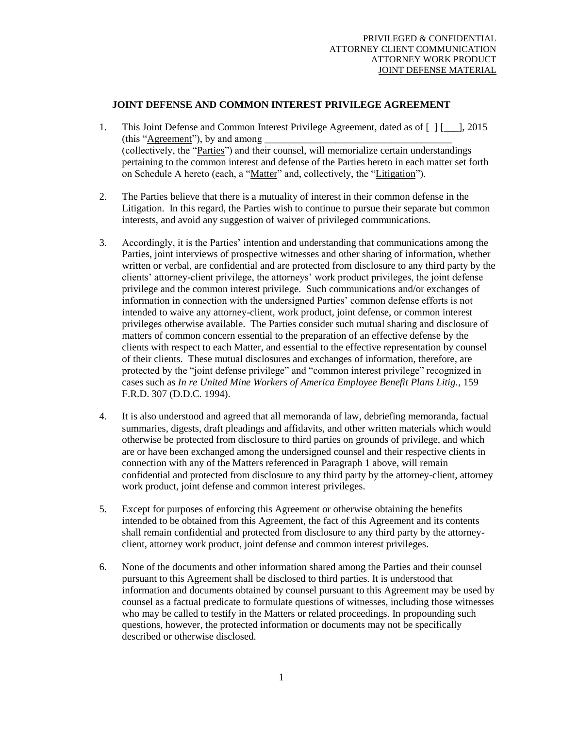PRIVILEGED & CONFIDENTIAL
ATTORNEY CLIENT COMMUNICATION
ATTORNEY WORK PRODUCT
JOINT DEFENSE MATERIAL

**JOINT DEFENSE AND COMMON INTEREST PRIVILEGE AGREEMENT**

1. This Joint Defense and Common Interest Privilege Agreement, dated as of [ ] [___], 2015 (this "Agreement"), by and among ______________________________________ (collectively, the "Parties") and their counsel, will memorialize certain understandings pertaining to the common interest and defense of the Parties hereto in each matter set forth on Schedule A hereto (each, a "Matter" and, collectively, the "Litigation").

2. The Parties believe that there is a mutuality of interest in their common defense in the Litigation. In this regard, the Parties wish to continue to pursue their separate but common interests, and avoid any suggestion of waiver of privileged communications.

3. Accordingly, it is the Parties' intention and understanding that communications among the Parties, joint interviews of prospective witnesses and other sharing of information, whether written or verbal, are confidential and are protected from disclosure to any third party by the clients' attorney-client privilege, the attorneys' work product privileges, the joint defense privilege and the common interest privilege. Such communications and/or exchanges of information in connection with the undersigned Parties' common defense efforts is not intended to waive any attorney-client, work product, joint defense, or common interest privileges otherwise available. The Parties consider such mutual sharing and disclosure of matters of common concern essential to the preparation of an effective defense by the clients with respect to each Matter, and essential to the effective representation by counsel of their clients. These mutual disclosures and exchanges of information, therefore, are protected by the "joint defense privilege" and "common interest privilege" recognized in cases such as *In re United Mine Workers of America Employee Benefit Plans Litig.*, 159 F.R.D. 307 (D.D.C. 1994).

4. It is also understood and agreed that all memoranda of law, debriefing memoranda, factual summaries, digests, draft pleadings and affidavits, and other written materials which would otherwise be protected from disclosure to third parties on grounds of privilege, and which are or have been exchanged among the undersigned counsel and their respective clients in connection with any of the Matters referenced in Paragraph 1 above, will remain confidential and protected from disclosure to any third party by the attorney-client, attorney work product, joint defense and common interest privileges.

5. Except for purposes of enforcing this Agreement or otherwise obtaining the benefits intended to be obtained from this Agreement, the fact of this Agreement and its contents shall remain confidential and protected from disclosure to any third party by the attorney-client, attorney work product, joint defense and common interest privileges.

6. None of the documents and other information shared among the Parties and their counsel pursuant to this Agreement shall be disclosed to third parties. It is understood that information and documents obtained by counsel pursuant to this Agreement may be used by counsel as a factual predicate to formulate questions of witnesses, including those witnesses who may be called to testify in the Matters or related proceedings. In propounding such questions, however, the protected information or documents may not be specifically described or otherwise disclosed.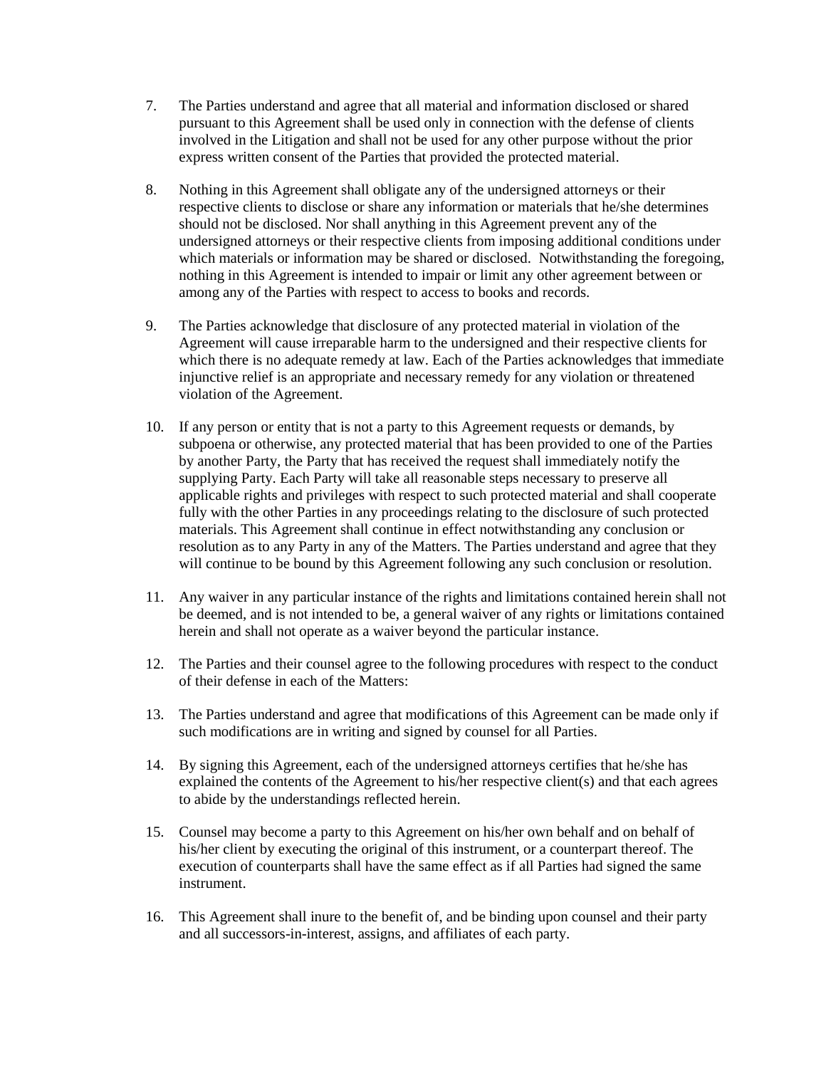7. The Parties understand and agree that all material and information disclosed or shared pursuant to this Agreement shall be used only in connection with the defense of clients involved in the Litigation and shall not be used for any other purpose without the prior express written consent of the Parties that provided the protected material.

8. Nothing in this Agreement shall obligate any of the undersigned attorneys or their respective clients to disclose or share any information or materials that he/she determines should not be disclosed. Nor shall anything in this Agreement prevent any of the undersigned attorneys or their respective clients from imposing additional conditions under which materials or information may be shared or disclosed. Notwithstanding the foregoing, nothing in this Agreement is intended to impair or limit any other agreement between or among any of the Parties with respect to access to books and records.

9. The Parties acknowledge that disclosure of any protected material in violation of the Agreement will cause irreparable harm to the undersigned and their respective clients for which there is no adequate remedy at law. Each of the Parties acknowledges that immediate injunctive relief is an appropriate and necessary remedy for any violation or threatened violation of the Agreement.

10. If any person or entity that is not a party to this Agreement requests or demands, by subpoena or otherwise, any protected material that has been provided to one of the Parties by another Party, the Party that has received the request shall immediately notify the supplying Party. Each Party will take all reasonable steps necessary to preserve all applicable rights and privileges with respect to such protected material and shall cooperate fully with the other Parties in any proceedings relating to the disclosure of such protected materials. This Agreement shall continue in effect notwithstanding any conclusion or resolution as to any Party in any of the Matters. The Parties understand and agree that they will continue to be bound by this Agreement following any such conclusion or resolution.

11. Any waiver in any particular instance of the rights and limitations contained herein shall not be deemed, and is not intended to be, a general waiver of any rights or limitations contained herein and shall not operate as a waiver beyond the particular instance.

12. The Parties and their counsel agree to the following procedures with respect to the conduct of their defense in each of the Matters:

13. The Parties understand and agree that modifications of this Agreement can be made only if such modifications are in writing and signed by counsel for all Parties.

14. By signing this Agreement, each of the undersigned attorneys certifies that he/she has explained the contents of the Agreement to his/her respective client(s) and that each agrees to abide by the understandings reflected herein.

15. Counsel may become a party to this Agreement on his/her own behalf and on behalf of his/her client by executing the original of this instrument, or a counterpart thereof. The execution of counterparts shall have the same effect as if all Parties had signed the same instrument.

16. This Agreement shall inure to the benefit of, and be binding upon counsel and their party and all successors-in-interest, assigns, and affiliates of each party.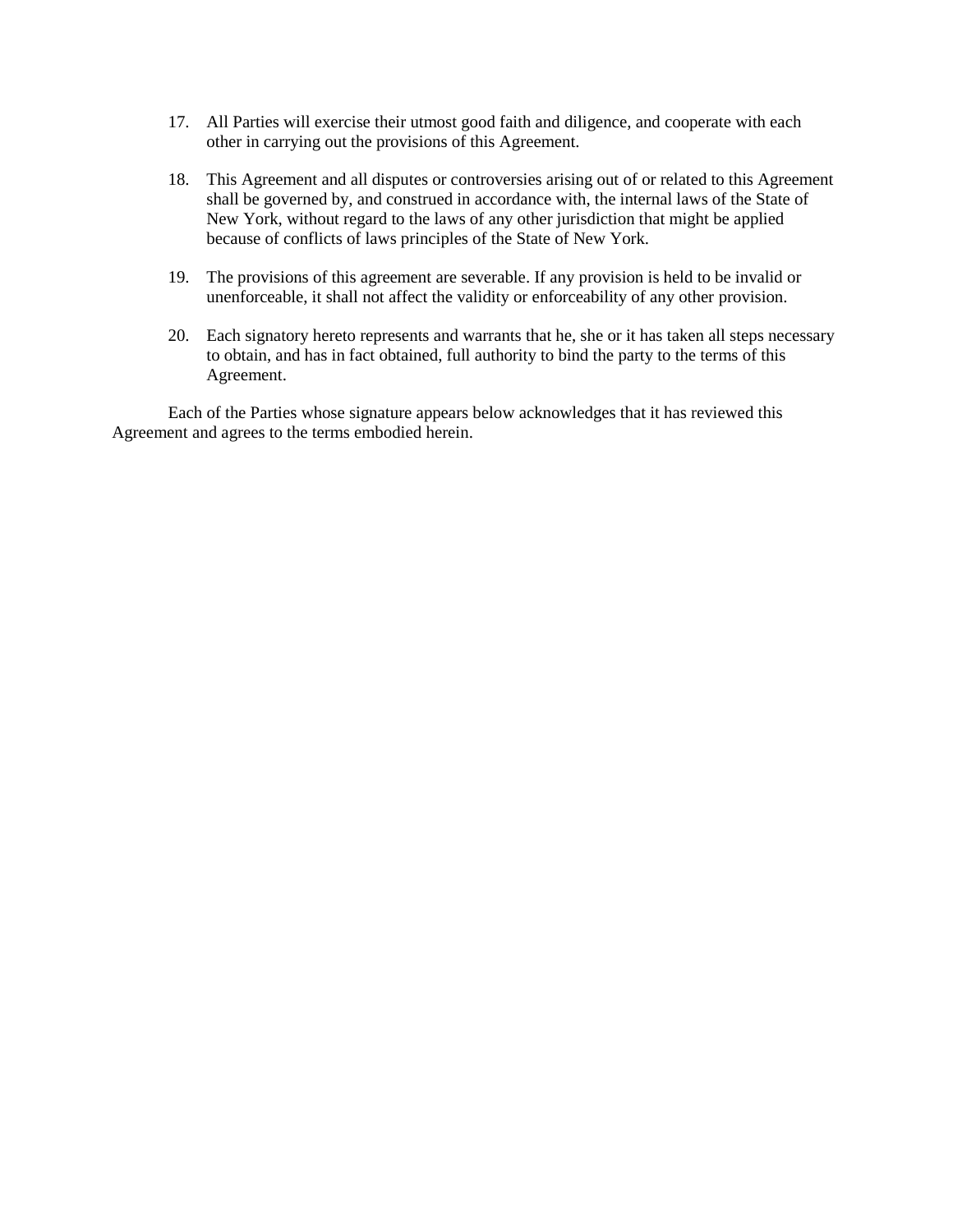17. All Parties will exercise their utmost good faith and diligence, and cooperate with each other in carrying out the provisions of this Agreement.

18. This Agreement and all disputes or controversies arising out of or related to this Agreement shall be governed by, and construed in accordance with, the internal laws of the State of New York, without regard to the laws of any other jurisdiction that might be applied because of conflicts of laws principles of the State of New York.

19. The provisions of this agreement are severable. If any provision is held to be invalid or unenforceable, it shall not affect the validity or enforceability of any other provision.

20. Each signatory hereto represents and warrants that he, she or it has taken all steps necessary to obtain, and has in fact obtained, full authority to bind the party to the terms of this Agreement.

Each of the Parties whose signature appears below acknowledges that it has reviewed this Agreement and agrees to the terms embodied herein.